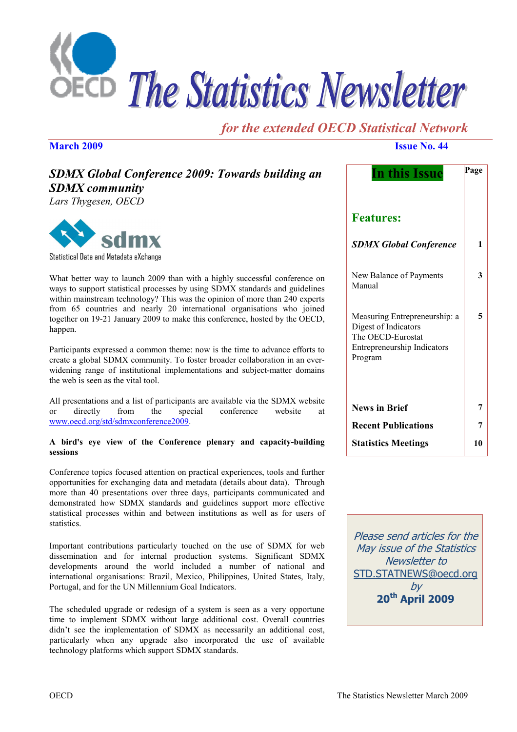# The Statistics Newsletter

*for the extended OECD Statistical Network*

**March 2009** **Issue No. 44**

## *SDMX Global Conference 2009: Towards building an SDMX community*

*Lars Thygesen, OECD*

Statistical Data and Metadata eXchange

What better way to launch 2009 than with a highly successful conference on ways to support statistical processes by using SDMX standards and guidelines within mainstream technology? This was the opinion of more than 240 experts from 65 countries and nearly 20 international organisations who joined together on 19-21 January 2009 to make this conference, hosted by the OECD, happen.

Participants expressed a common theme: now is the time to advance efforts to create a global SDMX community. To foster broader collaboration in an ever-widening range of institutional implementations and subject-matter domains the web is seen as the vital tool.

All presentations and a list of participants are available via the SDMX website or directly from the special conference website at www.oecd.org/std/sdmxconference2009.

**A bird's eye view of the Conference plenary and capacity-building sessions**

Conference topics focused attention on practical experiences, tools and further opportunities for exchanging data and metadata (details about data). Through more than 40 presentations over three days, participants communicated and demonstrated how SDMX standards and guidelines support more effective statistical processes within and between institutions as well as for users of statistics.

Important contributions particularly touched on the use of SDMX for web dissemination and for internal production systems. Significant SDMX developments around the world included a number of national and international organisations: Brazil, Mexico, Philippines, United States, Italy, Portugal, and for the UN Millennium Goal Indicators.

The scheduled upgrade or redesign of a system is seen as a very opportune time to implement SDMX without large additional cost. Overall countries didn't see the implementation of SDMX as necessarily an additional cost, particularly when any upgrade also incorporated the use of available technology platforms which support SDMX standards.

| In this Issue | Page |
|---|---|
| **Features:** | |
| ***SDMX Global Conference*** | **1** |
| New Balance of Payments Manual | **3** |
| Measuring Entrepreneurship: a Digest of Indicators The OECD-Eurostat Entrepreneurship Indicators Program | **5** |
| **News in Brief** | **7** |
| **Recent Publications** | **7** |
| **Statistics Meetings** | **10** |

*Please send articles for the May issue of the Statistics Newsletter to* STD.STATNEWS@oecd.org *by* **20th April 2009**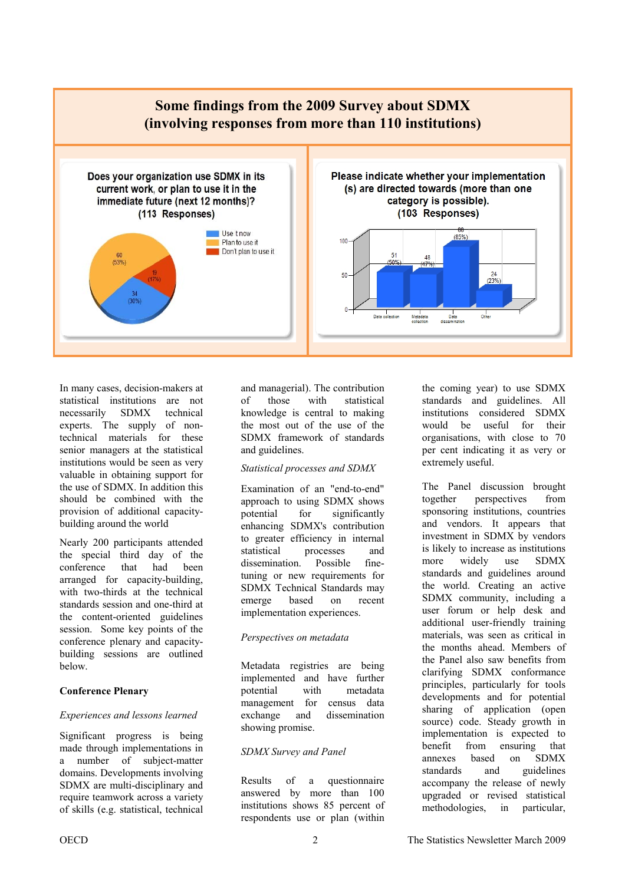**Some findings from the 2009 Survey about SDMX (involving responses from more than 110 institutions)**

**Does your organization use SDMX in its current work, or plan to use it in the immediate future (next 12 months)? (113 Responses)**

| Response | Count | Percent |
|---|---|---|
| Use it now | 34 | 30% |
| Plan to use it | 60 | 53% |
| Don't plan to use it | 19 | 17% |

**Please indicate whether your implementation (s) are directed towards (more than one category is possible). (103 Responses)**

| Category | Count | Percent |
|---|---|---|
| Data collection | 51 | 50% |
| Metadata collection | 48 | 47% |
| Data dissemination | 88 | 85% |
| Other | 24 | 23% |

In many cases, decision-makers at statistical institutions are not necessarily SDMX technical experts. The supply of non-technical materials for these senior managers at the statistical institutions would be seen as very valuable in obtaining support for the use of SDMX. In addition this should be combined with the provision of additional capacity-building around the world

Nearly 200 participants attended the special third day of the conference that had been arranged for capacity-building, with two-thirds at the technical standards session and one-third at the content-oriented guidelines session. Some key points of the conference plenary and capacity-building sessions are outlined below.

**Conference Plenary**

*Experiences and lessons learned*

Significant progress is being made through implementations in a number of subject-matter domains. Developments involving SDMX are multi-disciplinary and require teamwork across a variety of skills (e.g. statistical, technical and managerial). The contribution of those with statistical knowledge is central to making the most out of the use of the SDMX framework of standards and guidelines.

*Statistical processes and SDMX*

Examination of an "end-to-end" approach to using SDMX shows potential for significantly enhancing SDMX's contribution to greater efficiency in internal statistical processes and dissemination. Possible fine-tuning or new requirements for SDMX Technical Standards may emerge based on recent implementation experiences.

*Perspectives on metadata*

Metadata registries are being implemented and have further potential with metadata management for census data exchange and dissemination showing promise.

*SDMX Survey and Panel*

Results of a questionnaire answered by more than 100 institutions shows 85 percent of respondents use or plan (within the coming year) to use SDMX standards and guidelines. All institutions considered SDMX would be useful for their organisations, with close to 70 per cent indicating it as very or extremely useful.

The Panel discussion brought together perspectives from sponsoring institutions, countries and vendors. It appears that investment in SDMX by vendors is likely to increase as institutions more widely use SDMX standards and guidelines around the world. Creating an active SDMX community, including a user forum or help desk and additional user-friendly training materials, was seen as critical in the months ahead. Members of the Panel also saw benefits from clarifying SDMX conformance principles, particularly for tools developments and for potential sharing of application (open source) code. Steady growth in implementation is expected to benefit from ensuring that annexes based on SDMX standards and guidelines accompany the release of newly upgraded or revised statistical methodologies, in particular,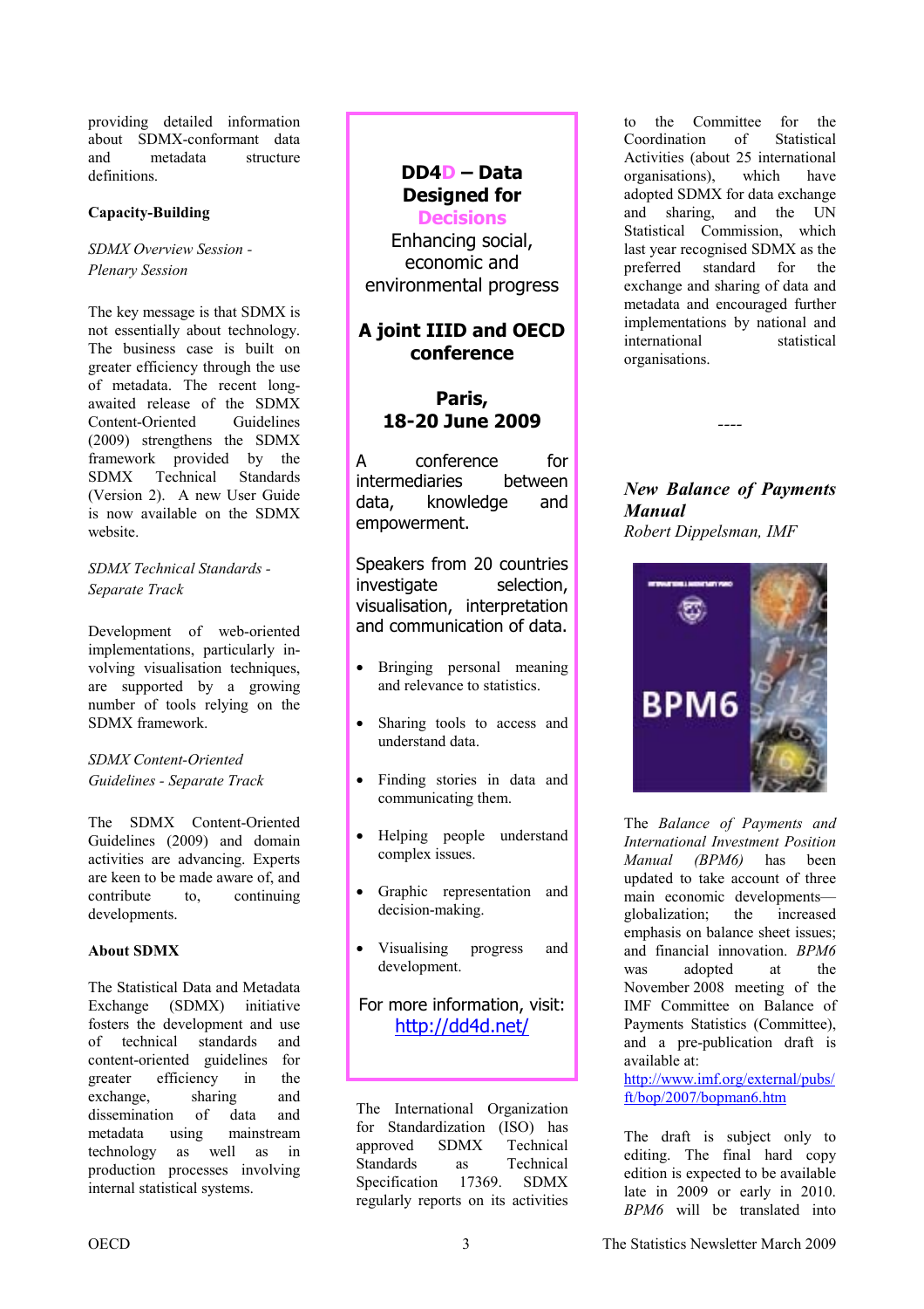providing detailed information about SDMX-conformant data and metadata structure definitions.

**Capacity-Building**

*SDMX Overview Session - Plenary Session*

The key message is that SDMX is not essentially about technology. The business case is built on greater efficiency through the use of metadata. The recent long-awaited release of the SDMX Content-Oriented Guidelines (2009) strengthens the SDMX framework provided by the SDMX Technical Standards (Version 2). A new User Guide is now available on the SDMX website.

*SDMX Technical Standards - Separate Track*

Development of web-oriented implementations, particularly involving visualisation techniques, are supported by a growing number of tools relying on the SDMX framework.

*SDMX Content-Oriented Guidelines - Separate Track*

The SDMX Content-Oriented Guidelines (2009) and domain activities are advancing. Experts are keen to be made aware of, and contribute to, continuing developments.

**About SDMX**

The Statistical Data and Metadata Exchange (SDMX) initiative fosters the development and use of technical standards and content-oriented guidelines for greater efficiency in the exchange, sharing and dissemination of data and metadata using mainstream technology as well as in production processes involving internal statistical systems.

**DD4D – Data Designed for Decisions**

Enhancing social, economic and environmental progress

**A joint IIID and OECD conference**

**Paris, 18-20 June 2009**

A conference for intermediaries between data, knowledge and empowerment.

Speakers from 20 countries investigate selection, visualisation, interpretation and communication of data.

- Bringing personal meaning and relevance to statistics.
- Sharing tools to access and understand data.
- Finding stories in data and communicating them.
- Helping people understand complex issues.
- Graphic representation and decision-making.
- Visualising progress and development.

For more information, visit: http://dd4d.net/

The International Organization for Standardization (ISO) has approved SDMX Technical Standards as Technical Specification 17369. SDMX regularly reports on its activities to the Committee for the Coordination of Statistical Activities (about 25 international organisations), which have adopted SDMX for data exchange and sharing, and the UN Statistical Commission, which last year recognised SDMX as the preferred standard for the exchange and sharing of data and metadata and encouraged further implementations by national and international statistical organisations.

----

## *New Balance of Payments Manual*

*Robert Dippelsman, IMF*

The *Balance of Payments and International Investment Position Manual (BPM6)* has been updated to take account of three main economic developments—globalization; the increased emphasis on balance sheet issues; and financial innovation. *BPM6* was adopted at the November 2008 meeting of the IMF Committee on Balance of Payments Statistics (Committee), and a pre-publication draft is available at: http://www.imf.org/external/pubs/ft/bop/2007/bopman6.htm

The draft is subject only to editing. The final hard copy edition is expected to be available late in 2009 or early in 2010. *BPM6* will be translated into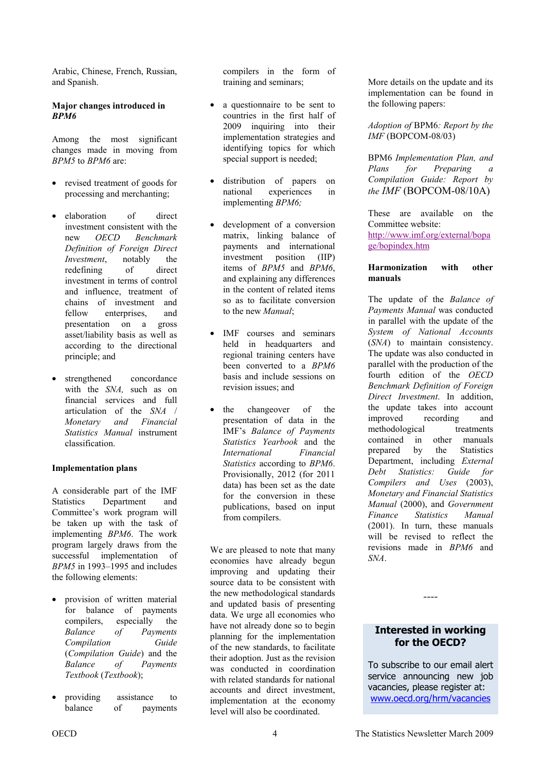Arabic, Chinese, French, Russian, and Spanish.

**Major changes introduced in *BPM6***

Among the most significant changes made in moving from *BPM5* to *BPM6* are:

- revised treatment of goods for processing and merchanting;
- elaboration of direct investment consistent with the new *OECD Benchmark Definition of Foreign Direct Investment*, notably the redefining of direct investment in terms of control and influence, treatment of chains of investment and fellow enterprises, and presentation on a gross asset/liability basis as well as according to the directional principle; and
- strengthened concordance with the *SNA,* such as on financial services and full articulation of the *SNA* / *Monetary and Financial Statistics Manual* instrument classification.

**Implementation plans**

A considerable part of the IMF Statistics Department and Committee's work program will be taken up with the task of implementing *BPM6*. The work program largely draws from the successful implementation of *BPM5* in 1993–1995 and includes the following elements:

- provision of written material for balance of payments compilers, especially the *Balance of Payments Compilation Guide* (*Compilation Guide*) and the *Balance of Payments Textbook* (*Textbook*);
- providing assistance to balance of payments compilers in the form of training and seminars;
- a questionnaire to be sent to countries in the first half of 2009 inquiring into their implementation strategies and identifying topics for which special support is needed;
- distribution of papers on national experiences in implementing *BPM6;*
- development of a conversion matrix, linking balance of payments and international investment position (IIP) items of *BPM5* and *BPM6*, and explaining any differences in the content of related items so as to facilitate conversion to the new *Manual*;
- IMF courses and seminars held in headquarters and regional training centers have been converted to a *BPM6* basis and include sessions on revision issues; and
- the changeover of the presentation of data in the IMF's *Balance of Payments Statistics Yearbook* and the *International Financial Statistics* according to *BPM6*. Provisionally, 2012 (for 2011 data) has been set as the date for the conversion in these publications, based on input from compilers.

We are pleased to note that many economies have already begun improving and updating their source data to be consistent with the new methodological standards and updated basis of presenting data. We urge all economies who have not already done so to begin planning for the implementation of the new standards, to facilitate their adoption. Just as the revision was conducted in coordination with related standards for national accounts and direct investment, implementation at the economy level will also be coordinated.

More details on the update and its implementation can be found in the following papers:

*Adoption of* BPM6*: Report by the IMF* (BOPCOM-08/03)

BPM6 *Implementation Plan, and Plans for Preparing a Compilation Guide: Report by the IMF* (BOPCOM-08/10A)

These are available on the Committee website: [http://www.imf.org/external/bopage/bopindex.htm](http://www.imf.org/external/bopage/bopindex.htm)

**Harmonization with other manuals**

The update of the *Balance of Payments Manual* was conducted in parallel with the update of the *System of National Accounts* (*SNA*) to maintain consistency. The update was also conducted in parallel with the production of the fourth edition of the *OECD Benchmark Definition of Foreign Direct Investment.* In addition, the update takes into account improved recording and methodological treatments contained in other manuals prepared by the Statistics Department, including *External Debt Statistics: Guide for Compilers and Uses* (2003), *Monetary and Financial Statistics Manual* (2000), and *Government Finance Statistics Manual* (2001). In turn, these manuals will be revised to reflect the revisions made in *BPM6* and *SNA*.

----

**Interested in working for the OECD?**

To subscribe to our email alert service announcing new job vacancies, please register at: [www.oecd.org/hrm/vacancies](http://www.oecd.org/hrm/vacancies)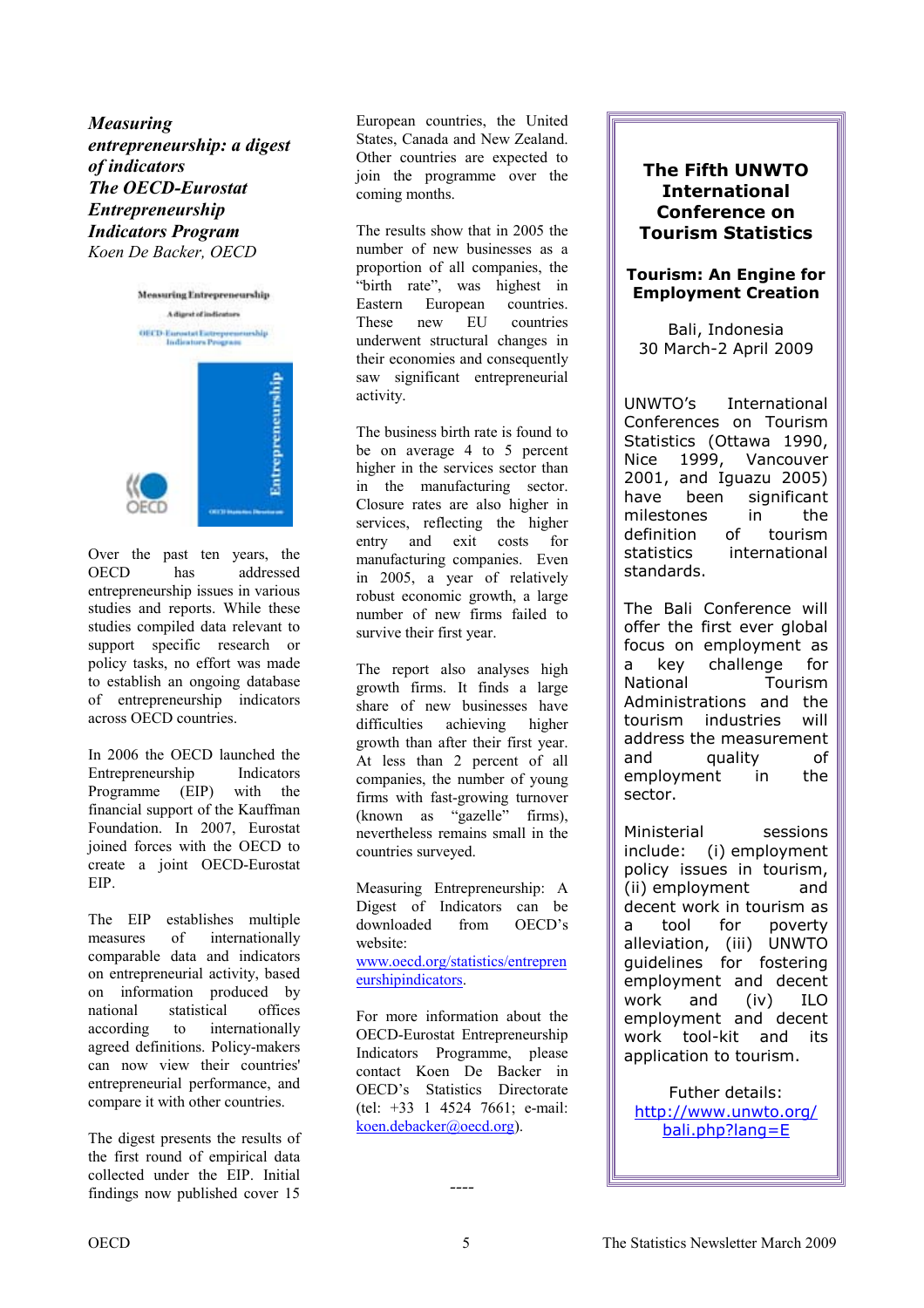***Measuring entrepreneurship: a digest of indicators***
***The OECD-Eurostat Entrepreneurship Indicators Program***
*Koen De Backer, OECD*

Over the past ten years, the OECD has addressed entrepreneurship issues in various studies and reports. While these studies compiled data relevant to support specific research or policy tasks, no effort was made to establish an ongoing database of entrepreneurship indicators across OECD countries.

In 2006 the OECD launched the Entrepreneurship Indicators Programme (EIP) with the financial support of the Kauffman Foundation. In 2007, Eurostat joined forces with the OECD to create a joint OECD-Eurostat EIP.

The EIP establishes multiple measures of internationally comparable data and indicators on entrepreneurial activity, based on information produced by national statistical offices according to internationally agreed definitions. Policy-makers can now view their countries' entrepreneurial performance, and compare it with other countries.

The digest presents the results of the first round of empirical data collected under the EIP. Initial findings now published cover 15 European countries, the United States, Canada and New Zealand. Other countries are expected to join the programme over the coming months.

The results show that in 2005 the number of new businesses as a proportion of all companies, the "birth rate", was highest in Eastern European countries. These new EU countries underwent structural changes in their economies and consequently saw significant entrepreneurial activity.

The business birth rate is found to be on average 4 to 5 percent higher in the services sector than in the manufacturing sector. Closure rates are also higher in services, reflecting the higher entry and exit costs for manufacturing companies. Even in 2005, a year of relatively robust economic growth, a large number of new firms failed to survive their first year.

The report also analyses high growth firms. It finds a large share of new businesses have difficulties achieving higher growth than after their first year. At less than 2 percent of all companies, the number of young firms with fast-growing turnover (known as "gazelle" firms), nevertheless remains small in the countries surveyed.

Measuring Entrepreneurship: A Digest of Indicators can be downloaded from OECD's website: [www.oecd.org/statistics/entrepreneurshipindicators](http://www.oecd.org/statistics/entrepreneurshipindicators).

For more information about the OECD-Eurostat Entrepreneurship Indicators Programme, please contact Koen De Backer in OECD's Statistics Directorate (tel: +33 1 4524 7661; e-mail: [koen.debacker@oecd.org](mailto:koen.debacker@oecd.org)).

----

## The Fifth UNWTO International Conference on Tourism Statistics

### Tourism: An Engine for Employment Creation

Bali, Indonesia
30 March-2 April 2009

UNWTO's International Conferences on Tourism Statistics (Ottawa 1990, Nice 1999, Vancouver 2001, and Iguazu 2005) have been significant milestones in the definition of tourism statistics international standards.

The Bali Conference will offer the first ever global focus on employment as a key challenge for National Tourism Administrations and the tourism industries will address the measurement and quality of employment in the sector.

Ministerial sessions include: (i) employment policy issues in tourism, (ii) employment and decent work in tourism as a tool for poverty alleviation, (iii) UNWTO guidelines for fostering employment and decent work and (iv) ILO employment and decent work tool-kit and its application to tourism.

Futher details: [http://www.unwto.org/bali.php?lang=E](http://www.unwto.org/bali.php?lang=E)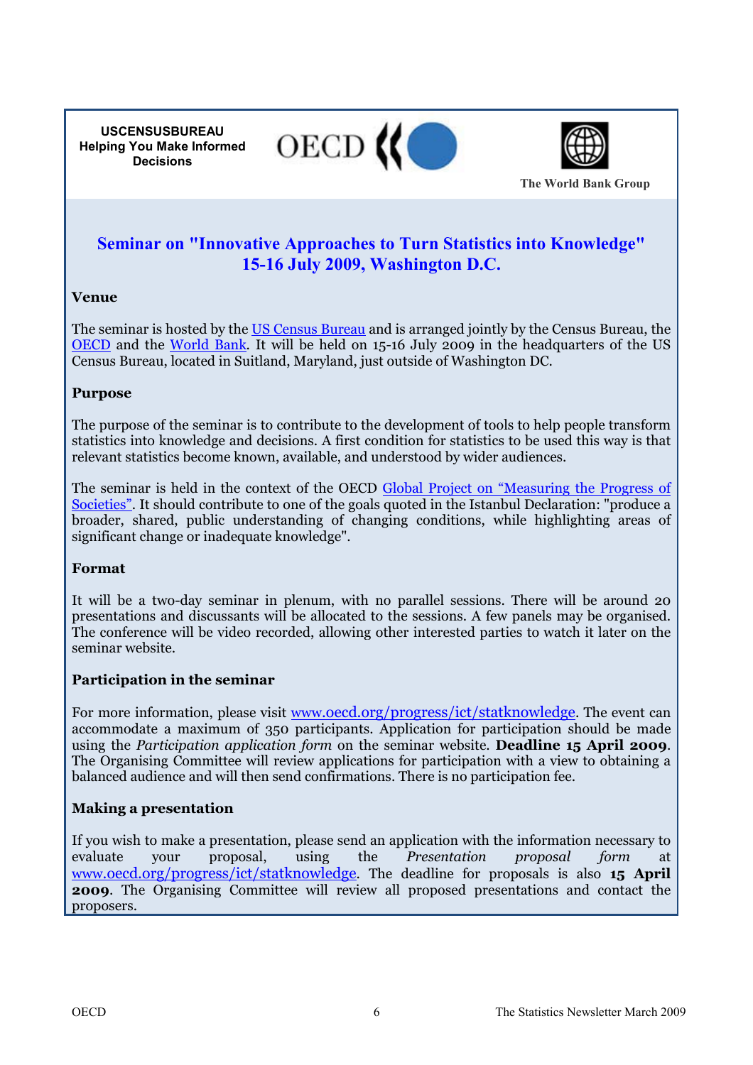USCENSUSBUREAU
Helping You Make Informed Decisions

OECD

The World Bank Group

## Seminar on "Innovative Approaches to Turn Statistics into Knowledge" 15-16 July 2009, Washington D.C.

### Venue

The seminar is hosted by the US Census Bureau and is arranged jointly by the Census Bureau, the OECD and the World Bank. It will be held on 15-16 July 2009 in the headquarters of the US Census Bureau, located in Suitland, Maryland, just outside of Washington DC.

### Purpose

The purpose of the seminar is to contribute to the development of tools to help people transform statistics into knowledge and decisions. A first condition for statistics to be used this way is that relevant statistics become known, available, and understood by wider audiences.

The seminar is held in the context of the OECD Global Project on "Measuring the Progress of Societies". It should contribute to one of the goals quoted in the Istanbul Declaration: "produce a broader, shared, public understanding of changing conditions, while highlighting areas of significant change or inadequate knowledge".

### Format

It will be a two-day seminar in plenum, with no parallel sessions. There will be around 20 presentations and discussants will be allocated to the sessions. A few panels may be organised. The conference will be video recorded, allowing other interested parties to watch it later on the seminar website.

### Participation in the seminar

For more information, please visit www.oecd.org/progress/ict/statknowledge. The event can accommodate a maximum of 350 participants. Application for participation should be made using the *Participation application form* on the seminar website. **Deadline 15 April 2009**. The Organising Committee will review applications for participation with a view to obtaining a balanced audience and will then send confirmations. There is no participation fee.

### Making a presentation

If you wish to make a presentation, please send an application with the information necessary to evaluate your proposal, using the *Presentation proposal form* at www.oecd.org/progress/ict/statknowledge. The deadline for proposals is also **15 April 2009**. The Organising Committee will review all proposed presentations and contact the proposers.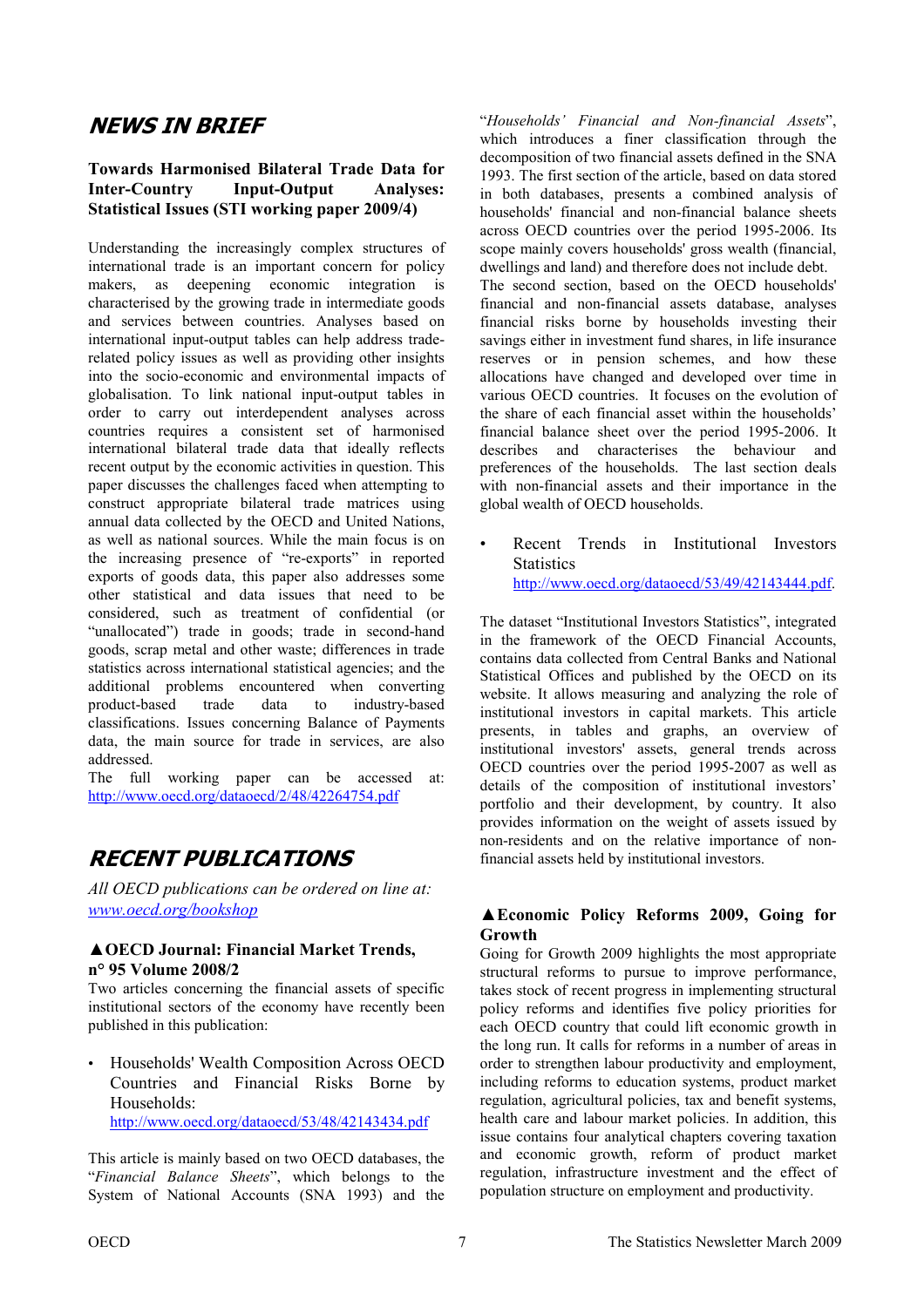## NEWS IN BRIEF

### Towards Harmonised Bilateral Trade Data for Inter-Country Input-Output Analyses: Statistical Issues (STI working paper 2009/4)

Understanding the increasingly complex structures of international trade is an important concern for policy makers, as deepening economic integration is characterised by the growing trade in intermediate goods and services between countries. Analyses based on international input-output tables can help address trade-related policy issues as well as providing other insights into the socio-economic and environmental impacts of globalisation. To link national input-output tables in order to carry out interdependent analyses across countries requires a consistent set of harmonised international bilateral trade data that ideally reflects recent output by the economic activities in question. This paper discusses the challenges faced when attempting to construct appropriate bilateral trade matrices using annual data collected by the OECD and United Nations, as well as national sources. While the main focus is on the increasing presence of "re-exports" in reported exports of goods data, this paper also addresses some other statistical and data issues that need to be considered, such as treatment of confidential (or "unallocated") trade in goods; trade in second-hand goods, scrap metal and other waste; differences in trade statistics across international statistical agencies; and the additional problems encountered when converting product-based trade data to industry-based classifications. Issues concerning Balance of Payments data, the main source for trade in services, are also addressed.

The full working paper can be accessed at: http://www.oecd.org/dataoecd/2/48/42264754.pdf

## RECENT PUBLICATIONS

*All OECD publications can be ordered on line at: www.oecd.org/bookshop*

### ▲OECD Journal: Financial Market Trends, n° 95 Volume 2008/2

Two articles concerning the financial assets of specific institutional sectors of the economy have recently been published in this publication:

- Households' Wealth Composition Across OECD Countries and Financial Risks Borne by Households: http://www.oecd.org/dataoecd/53/48/42143434.pdf

This article is mainly based on two OECD databases, the "*Financial Balance Sheets*", which belongs to the System of National Accounts (SNA 1993) and the "*Households' Financial and Non-financial Assets*", which introduces a finer classification through the decomposition of two financial assets defined in the SNA 1993. The first section of the article, based on data stored in both databases, presents a combined analysis of households' financial and non-financial balance sheets across OECD countries over the period 1995-2006. Its scope mainly covers households' gross wealth (financial, dwellings and land) and therefore does not include debt. The second section, based on the OECD households' financial and non-financial assets database, analyses financial risks borne by households investing their savings either in investment fund shares, in life insurance reserves or in pension schemes, and how these allocations have changed and developed over time in various OECD countries. It focuses on the evolution of the share of each financial asset within the households' financial balance sheet over the period 1995-2006. It describes and characterises the behaviour and preferences of the households. The last section deals with non-financial assets and their importance in the global wealth of OECD households.

- Recent Trends in Institutional Investors Statistics http://www.oecd.org/dataoecd/53/49/42143444.pdf.

The dataset "Institutional Investors Statistics", integrated in the framework of the OECD Financial Accounts, contains data collected from Central Banks and National Statistical Offices and published by the OECD on its website. It allows measuring and analyzing the role of institutional investors in capital markets. This article presents, in tables and graphs, an overview of institutional investors' assets, general trends across OECD countries over the period 1995-2007 as well as details of the composition of institutional investors' portfolio and their development, by country. It also provides information on the weight of assets issued by non-residents and on the relative importance of non-financial assets held by institutional investors.

### ▲Economic Policy Reforms 2009, Going for Growth

Going for Growth 2009 highlights the most appropriate structural reforms to pursue to improve performance, takes stock of recent progress in implementing structural policy reforms and identifies five policy priorities for each OECD country that could lift economic growth in the long run. It calls for reforms in a number of areas in order to strengthen labour productivity and employment, including reforms to education systems, product market regulation, agricultural policies, tax and benefit systems, health care and labour market policies. In addition, this issue contains four analytical chapters covering taxation and economic growth, reform of product market regulation, infrastructure investment and the effect of population structure on employment and productivity.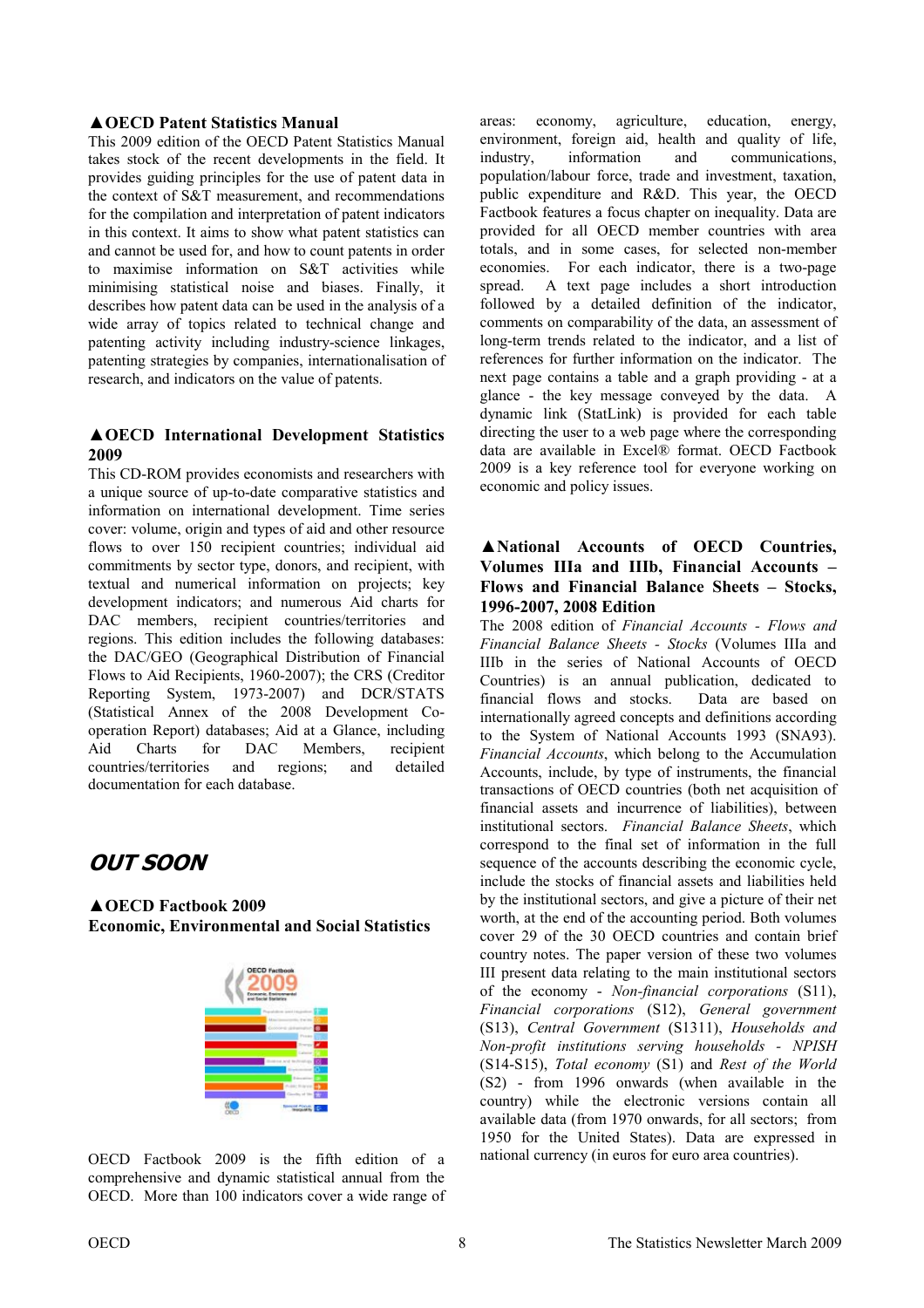### ▲OECD Patent Statistics Manual

This 2009 edition of the OECD Patent Statistics Manual takes stock of the recent developments in the field. It provides guiding principles for the use of patent data in the context of S&T measurement, and recommendations for the compilation and interpretation of patent indicators in this context. It aims to show what patent statistics can and cannot be used for, and how to count patents in order to maximise information on S&T activities while minimising statistical noise and biases. Finally, it describes how patent data can be used in the analysis of a wide array of topics related to technical change and patenting activity including industry-science linkages, patenting strategies by companies, internationalisation of research, and indicators on the value of patents.

### ▲OECD International Development Statistics 2009

This CD-ROM provides economists and researchers with a unique source of up-to-date comparative statistics and information on international development. Time series cover: volume, origin and types of aid and other resource flows to over 150 recipient countries; individual aid commitments by sector type, donors, and recipient, with textual and numerical information on projects; key development indicators; and numerous Aid charts for DAC members, recipient countries/territories and regions. This edition includes the following databases: the DAC/GEO (Geographical Distribution of Financial Flows to Aid Recipients, 1960-2007); the CRS (Creditor Reporting System, 1973-2007) and DCR/STATS (Statistical Annex of the 2008 Development Co-operation Report) databases; Aid at a Glance, including Aid Charts for DAC Members, recipient countries/territories and regions; and detailed documentation for each database.

## *OUT SOON*

### ▲OECD Factbook 2009
### Economic, Environmental and Social Statistics

OECD Factbook 2009 is the fifth edition of a comprehensive and dynamic statistical annual from the OECD. More than 100 indicators cover a wide range of areas: economy, agriculture, education, energy, environment, foreign aid, health and quality of life, industry, information and communications, population/labour force, trade and investment, taxation, public expenditure and R&D. This year, the OECD Factbook features a focus chapter on inequality. Data are provided for all OECD member countries with area totals, and in some cases, for selected non-member economies. For each indicator, there is a two-page spread. A text page includes a short introduction followed by a detailed definition of the indicator, comments on comparability of the data, an assessment of long-term trends related to the indicator, and a list of references for further information on the indicator. The next page contains a table and a graph providing - at a glance - the key message conveyed by the data. A dynamic link (StatLink) is provided for each table directing the user to a web page where the corresponding data are available in Excel® format. OECD Factbook 2009 is a key reference tool for everyone working on economic and policy issues.

### ▲National Accounts of OECD Countries, Volumes IIIa and IIIb, Financial Accounts – Flows and Financial Balance Sheets – Stocks, 1996-2007, 2008 Edition

The 2008 edition of *Financial Accounts - Flows and Financial Balance Sheets - Stocks* (Volumes IIIa and IIIb in the series of National Accounts of OECD Countries) is an annual publication, dedicated to financial flows and stocks. Data are based on internationally agreed concepts and definitions according to the System of National Accounts 1993 (SNA93). *Financial Accounts*, which belong to the Accumulation Accounts, include, by type of instruments, the financial transactions of OECD countries (both net acquisition of financial assets and incurrence of liabilities), between institutional sectors. *Financial Balance Sheets*, which correspond to the final set of information in the full sequence of the accounts describing the economic cycle, include the stocks of financial assets and liabilities held by the institutional sectors, and give a picture of their net worth, at the end of the accounting period. Both volumes cover 29 of the 30 OECD countries and contain brief country notes. The paper version of these two volumes III present data relating to the main institutional sectors of the economy - *Non-financial corporations* (S11), *Financial corporations* (S12), *General government* (S13), *Central Government* (S1311), *Households and Non-profit institutions serving households - NPISH* (S14-S15), *Total economy* (S1) and *Rest of the World* (S2) - from 1996 onwards (when available in the country) while the electronic versions contain all available data (from 1970 onwards, for all sectors; from 1950 for the United States). Data are expressed in national currency (in euros for euro area countries).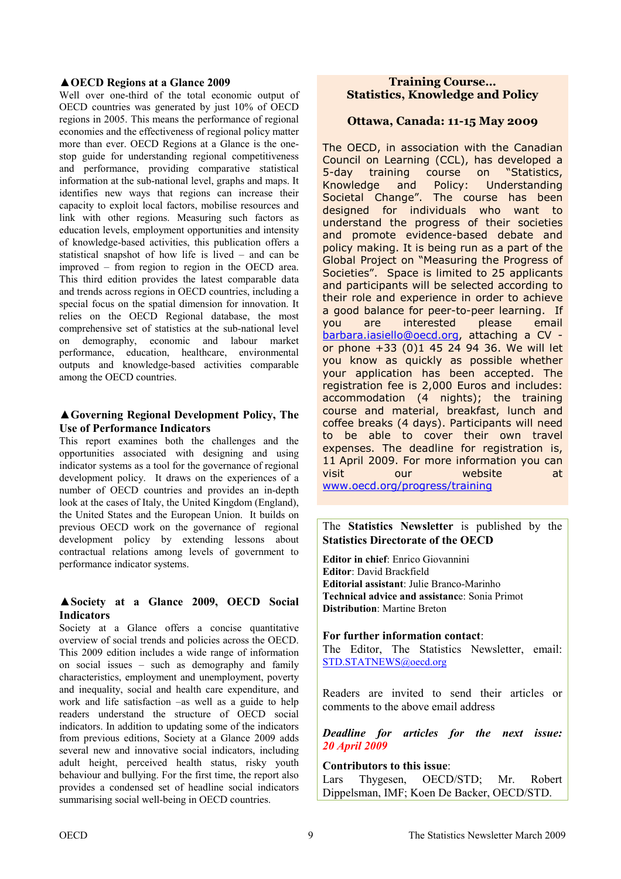### ▲OECD Regions at a Glance 2009

Well over one-third of the total economic output of OECD countries was generated by just 10% of OECD regions in 2005. This means the performance of regional economies and the effectiveness of regional policy matter more than ever. OECD Regions at a Glance is the one-stop guide for understanding regional competitiveness and performance, providing comparative statistical information at the sub-national level, graphs and maps. It identifies new ways that regions can increase their capacity to exploit local factors, mobilise resources and link with other regions. Measuring such factors as education levels, employment opportunities and intensity of knowledge-based activities, this publication offers a statistical snapshot of how life is lived – and can be improved – from region to region in the OECD area. This third edition provides the latest comparable data and trends across regions in OECD countries, including a special focus on the spatial dimension for innovation. It relies on the OECD Regional database, the most comprehensive set of statistics at the sub-national level on demography, economic and labour market performance, education, healthcare, environmental outputs and knowledge-based activities comparable among the OECD countries.

### ▲Governing Regional Development Policy, The Use of Performance Indicators

This report examines both the challenges and the opportunities associated with designing and using indicator systems as a tool for the governance of regional development policy. It draws on the experiences of a number of OECD countries and provides an in-depth look at the cases of Italy, the United Kingdom (England), the United States and the European Union. It builds on previous OECD work on the governance of regional development policy by extending lessons about contractual relations among levels of government to performance indicator systems.

### ▲Society at a Glance 2009, OECD Social Indicators

Society at a Glance offers a concise quantitative overview of social trends and policies across the OECD. This 2009 edition includes a wide range of information on social issues – such as demography and family characteristics, employment and unemployment, poverty and inequality, social and health care expenditure, and work and life satisfaction –as well as a guide to help readers understand the structure of OECD social indicators. In addition to updating some of the indicators from previous editions, Society at a Glance 2009 adds several new and innovative social indicators, including adult height, perceived health status, risky youth behaviour and bullying. For the first time, the report also provides a condensed set of headline social indicators summarising social well-being in OECD countries.

### Training Course...
### Statistics, Knowledge and Policy

**Ottawa, Canada: 11-15 May 2009**

The OECD, in association with the Canadian Council on Learning (CCL), has developed a 5-day training course on "Statistics, Knowledge and Policy: Understanding Societal Change". The course has been designed for individuals who want to understand the progress of their societies and promote evidence-based debate and policy making. It is being run as a part of the Global Project on "Measuring the Progress of Societies". Space is limited to 25 applicants and participants will be selected according to their role and experience in order to achieve a good balance for peer-to-peer learning. If you are interested please email barbara.iasiello@oecd.org, attaching a CV - or phone +33 (0)1 45 24 94 36. We will let you know as quickly as possible whether your application has been accepted. The registration fee is 2,000 Euros and includes: accommodation (4 nights); the training course and material, breakfast, lunch and coffee breaks (4 days). Participants will need to be able to cover their own travel expenses. The deadline for registration is, 11 April 2009. For more information you can visit our website at www.oecd.org/progress/training

---

The **Statistics Newsletter** is published by the **Statistics Directorate of the OECD**

**Editor in chief**: Enrico Giovannini
**Editor**: David Brackfield
**Editorial assistant**: Julie Branco-Marinho
**Technical advice and assistance**: Sonia Primot
**Distribution**: Martine Breton

**For further information contact**:
The Editor, The Statistics Newsletter, email: STD.STATNEWS@oecd.org

Readers are invited to send their articles or comments to the above email address

***Deadline for articles for the next issue: 20 April 2009***

**Contributors to this issue**:
Lars Thygesen, OECD/STD; Mr. Robert Dippelsman, IMF; Koen De Backer, OECD/STD.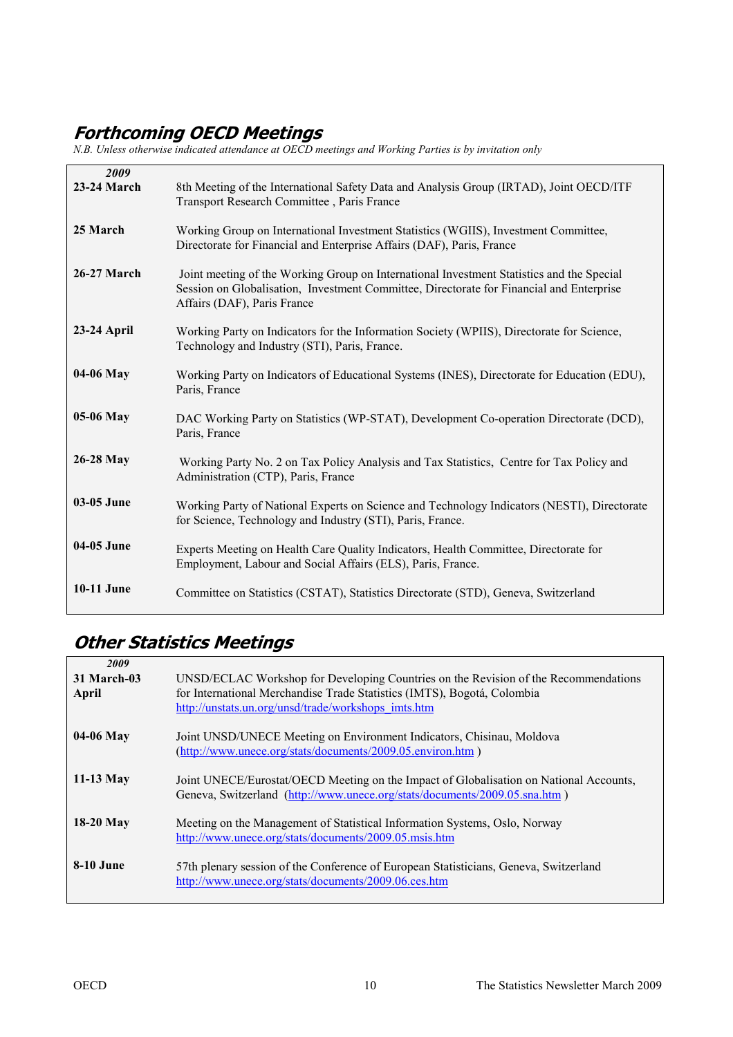## Forthcoming OECD Meetings

*N.B. Unless otherwise indicated attendance at OECD meetings and Working Parties is by invitation only*

| *2009* | |
|---|---|
| **23-24 March** | 8th Meeting of the International Safety Data and Analysis Group (IRTAD), Joint OECD/ITF Transport Research Committee , Paris France |
| **25 March** | Working Group on International Investment Statistics (WGIIS), Investment Committee, Directorate for Financial and Enterprise Affairs (DAF), Paris, France |
| **26-27 March** | Joint meeting of the Working Group on International Investment Statistics and the Special Session on Globalisation, Investment Committee, Directorate for Financial and Enterprise Affairs (DAF), Paris France |
| **23-24 April** | Working Party on Indicators for the Information Society (WPIIS), Directorate for Science, Technology and Industry (STI), Paris, France. |
| **04-06 May** | Working Party on Indicators of Educational Systems (INES), Directorate for Education (EDU), Paris, France |
| **05-06 May** | DAC Working Party on Statistics (WP-STAT), Development Co-operation Directorate (DCD), Paris, France |
| **26-28 May** | Working Party No. 2 on Tax Policy Analysis and Tax Statistics, Centre for Tax Policy and Administration (CTP), Paris, France |
| **03-05 June** | Working Party of National Experts on Science and Technology Indicators (NESTI), Directorate for Science, Technology and Industry (STI), Paris, France. |
| **04-05 June** | Experts Meeting on Health Care Quality Indicators, Health Committee, Directorate for Employment, Labour and Social Affairs (ELS), Paris, France. |
| **10-11 June** | Committee on Statistics (CSTAT), Statistics Directorate (STD), Geneva, Switzerland |

## Other Statistics Meetings

| *2009* | |
|---|---|
| **31 March-03 April** | UNSD/ECLAC Workshop for Developing Countries on the Revision of the Recommendations for International Merchandise Trade Statistics (IMTS), Bogotá, Colombia http://unstats.un.org/unsd/trade/workshops_imts.htm |
| **04-06 May** | Joint UNSD/UNECE Meeting on Environment Indicators, Chisinau, Moldova (http://www.unece.org/stats/documents/2009.05.environ.htm ) |
| **11-13 May** | Joint UNECE/Eurostat/OECD Meeting on the Impact of Globalisation on National Accounts, Geneva, Switzerland (http://www.unece.org/stats/documents/2009.05.sna.htm ) |
| **18-20 May** | Meeting on the Management of Statistical Information Systems, Oslo, Norway http://www.unece.org/stats/documents/2009.05.msis.htm |
| **8-10 June** | 57th plenary session of the Conference of European Statisticians, Geneva, Switzerland http://www.unece.org/stats/documents/2009.06.ces.htm |